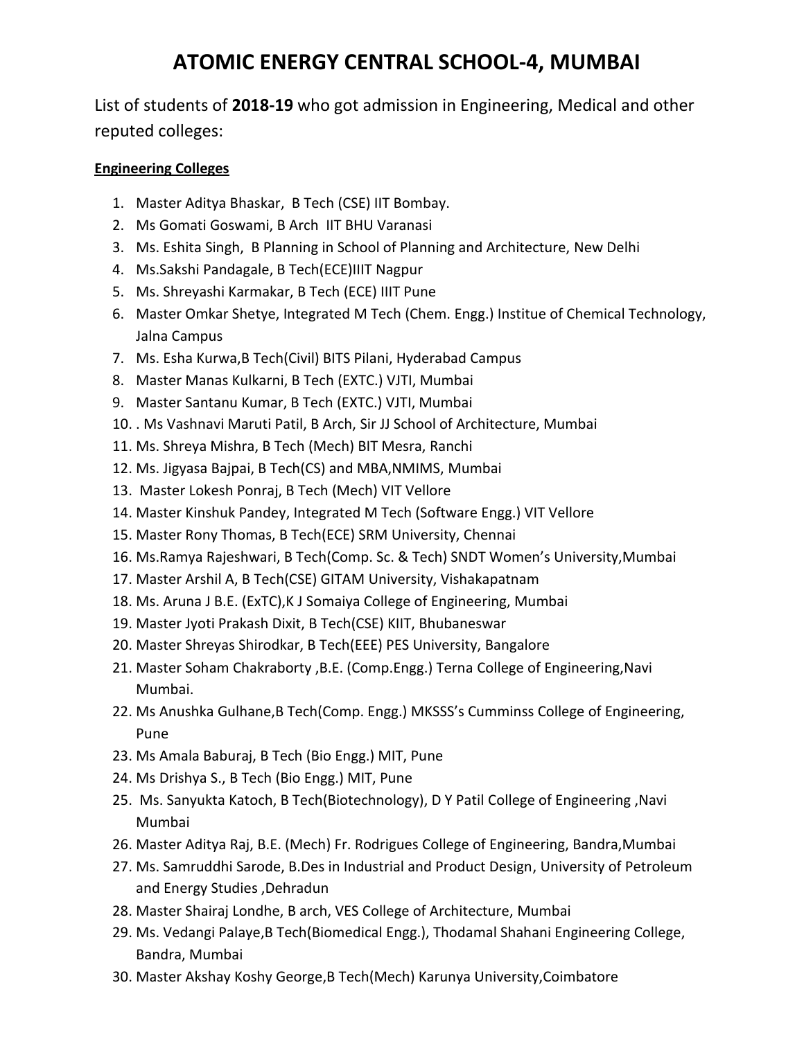# ATOMIC ENERGY CENTRAL SCHOOL-4, MUMBAI

List of students of **2018-19** who got admission in Engineering, Medical and other reputed colleges:

**Engineering Colleges**

1. Master Aditya Bhaskar, B Tech (CSE) IIT Bombay.
2. Ms Gomati Goswami, B Arch IIT BHU Varanasi
3. Ms. Eshita Singh, B Planning in School of Planning and Architecture, New Delhi
4. Ms.Sakshi Pandagale, B Tech(ECE)IIIT Nagpur
5. Ms. Shreyashi Karmakar, B Tech (ECE) IIIT Pune
6. Master Omkar Shetye, Integrated M Tech (Chem. Engg.) Institue of Chemical Technology, Jalna Campus
7. Ms. Esha Kurwa,B Tech(Civil) BITS Pilani, Hyderabad Campus
8. Master Manas Kulkarni, B Tech (EXTC.) VJTI, Mumbai
9. Master Santanu Kumar, B Tech (EXTC.) VJTI, Mumbai
10. . Ms Vashnavi Maruti Patil, B Arch, Sir JJ School of Architecture, Mumbai
11. Ms. Shreya Mishra, B Tech (Mech) BIT Mesra, Ranchi
12. Ms. Jigyasa Bajpai, B Tech(CS) and MBA,NMIMS, Mumbai
13. Master Lokesh Ponraj, B Tech (Mech) VIT Vellore
14. Master Kinshuk Pandey, Integrated M Tech (Software Engg.) VIT Vellore
15. Master Rony Thomas, B Tech(ECE) SRM University, Chennai
16. Ms.Ramya Rajeshwari, B Tech(Comp. Sc. & Tech) SNDT Women's University,Mumbai
17. Master Arshil A, B Tech(CSE) GITAM University, Vishakapatnam
18. Ms. Aruna J B.E. (ExTC),K J Somaiya College of Engineering, Mumbai
19. Master Jyoti Prakash Dixit, B Tech(CSE) KIIT, Bhubaneswar
20. Master Shreyas Shirodkar, B Tech(EEE) PES University, Bangalore
21. Master Soham Chakraborty ,B.E. (Comp.Engg.) Terna College of Engineering,Navi Mumbai.
22. Ms Anushka Gulhane,B Tech(Comp. Engg.) MKSSS's Cumminss College of Engineering, Pune
23. Ms Amala Baburaj, B Tech (Bio Engg.) MIT, Pune
24. Ms Drishya S., B Tech (Bio Engg.) MIT, Pune
25. Ms. Sanyukta Katoch, B Tech(Biotechnology), D Y Patil College of Engineering ,Navi Mumbai
26. Master Aditya Raj, B.E. (Mech) Fr. Rodrigues College of Engineering, Bandra,Mumbai
27. Ms. Samruddhi Sarode, B.Des in Industrial and Product Design, University of Petroleum and Energy Studies ,Dehradun
28. Master Shairaj Londhe, B arch, VES College of Architecture, Mumbai
29. Ms. Vedangi Palaye,B Tech(Biomedical Engg.), Thodamal Shahani Engineering College, Bandra, Mumbai
30. Master Akshay Koshy George,B Tech(Mech) Karunya University,Coimbatore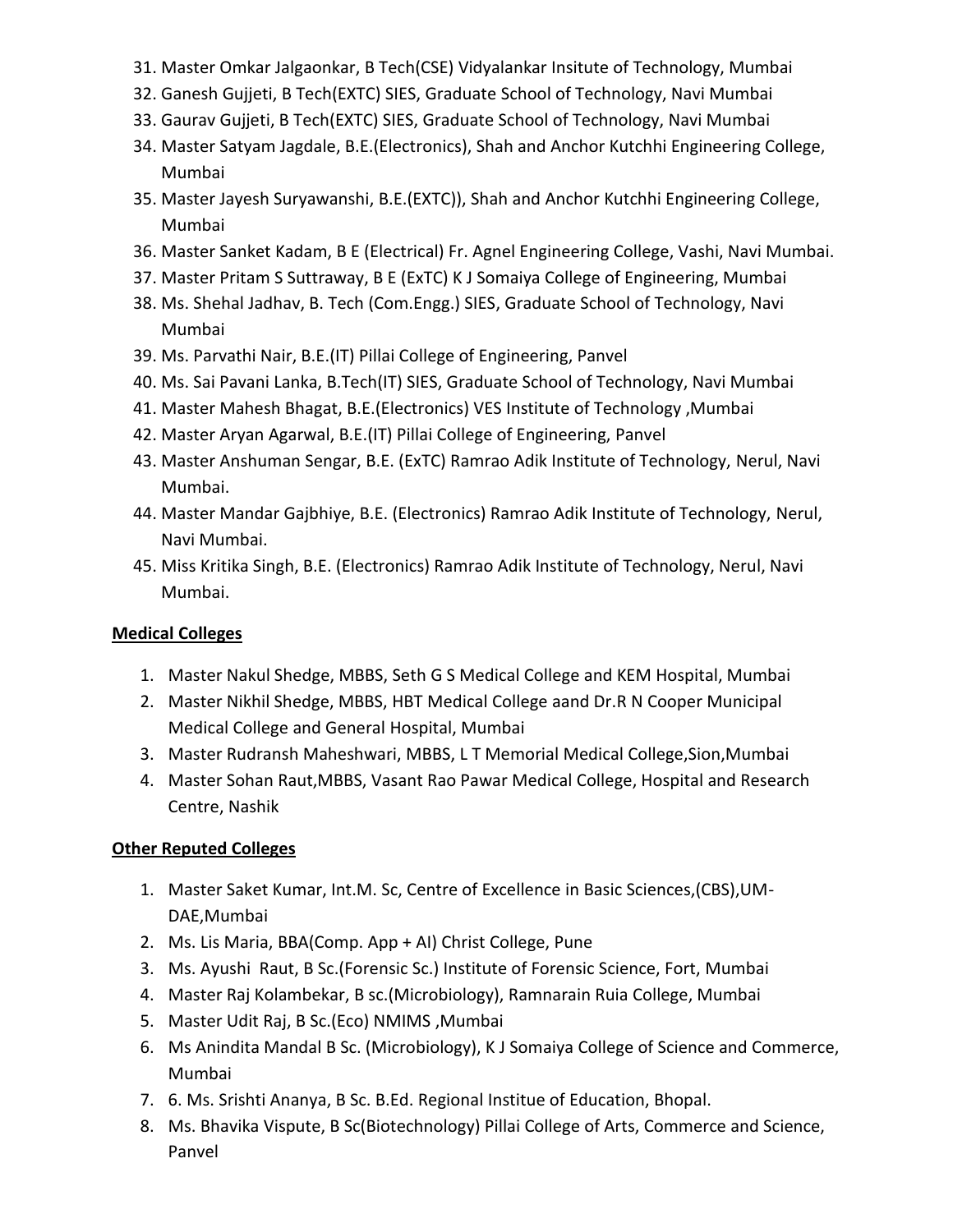31. Master Omkar Jalgaonkar, B Tech(CSE) Vidyalankar Insitute of Technology, Mumbai
32. Ganesh Gujjeti, B Tech(EXTC) SIES, Graduate School of Technology, Navi Mumbai
33. Gaurav Gujjeti, B Tech(EXTC) SIES, Graduate School of Technology, Navi Mumbai
34. Master Satyam Jagdale, B.E.(Electronics), Shah and Anchor Kutchhi Engineering College, Mumbai
35. Master Jayesh Suryawanshi, B.E.(EXTC)), Shah and Anchor Kutchhi Engineering College, Mumbai
36. Master Sanket Kadam, B E (Electrical) Fr. Agnel Engineering College, Vashi, Navi Mumbai.
37. Master Pritam S Suttraway, B E (ExTC) K J Somaiya College of Engineering, Mumbai
38. Ms. Shehal Jadhav, B. Tech (Com.Engg.) SIES, Graduate School of Technology, Navi Mumbai
39. Ms. Parvathi Nair, B.E.(IT) Pillai College of Engineering, Panvel
40. Ms. Sai Pavani Lanka, B.Tech(IT) SIES, Graduate School of Technology, Navi Mumbai
41. Master Mahesh Bhagat, B.E.(Electronics) VES Institute of Technology ,Mumbai
42. Master Aryan Agarwal, B.E.(IT) Pillai College of Engineering, Panvel
43. Master Anshuman Sengar, B.E. (ExTC) Ramrao Adik Institute of Technology, Nerul, Navi Mumbai.
44. Master Mandar Gajbhiye, B.E. (Electronics) Ramrao Adik Institute of Technology, Nerul, Navi Mumbai.
45. Miss Kritika Singh, B.E. (Electronics) Ramrao Adik Institute of Technology, Nerul, Navi Mumbai.

**Medical Colleges**

1. Master Nakul Shedge, MBBS, Seth G S Medical College and KEM Hospital, Mumbai
2. Master Nikhil Shedge, MBBS, HBT Medical College aand Dr.R N Cooper Municipal Medical College and General Hospital, Mumbai
3. Master Rudransh Maheshwari, MBBS, L T Memorial Medical College,Sion,Mumbai
4. Master Sohan Raut,MBBS, Vasant Rao Pawar Medical College, Hospital and Research Centre, Nashik

**Other Reputed Colleges**

1. Master Saket Kumar, Int.M. Sc, Centre of Excellence in Basic Sciences,(CBS),UM-DAE,Mumbai
2. Ms. Lis Maria, BBA(Comp. App + AI) Christ College, Pune
3. Ms. Ayushi Raut, B Sc.(Forensic Sc.) Institute of Forensic Science, Fort, Mumbai
4. Master Raj Kolambekar, B sc.(Microbiology), Ramnarain Ruia College, Mumbai
5. Master Udit Raj, B Sc.(Eco) NMIMS ,Mumbai
6. Ms Anindita Mandal B Sc. (Microbiology), K J Somaiya College of Science and Commerce, Mumbai
7. 6. Ms. Srishti Ananya, B Sc. B.Ed. Regional Institue of Education, Bhopal.
8. Ms. Bhavika Vispute, B Sc(Biotechnology) Pillai College of Arts, Commerce and Science, Panvel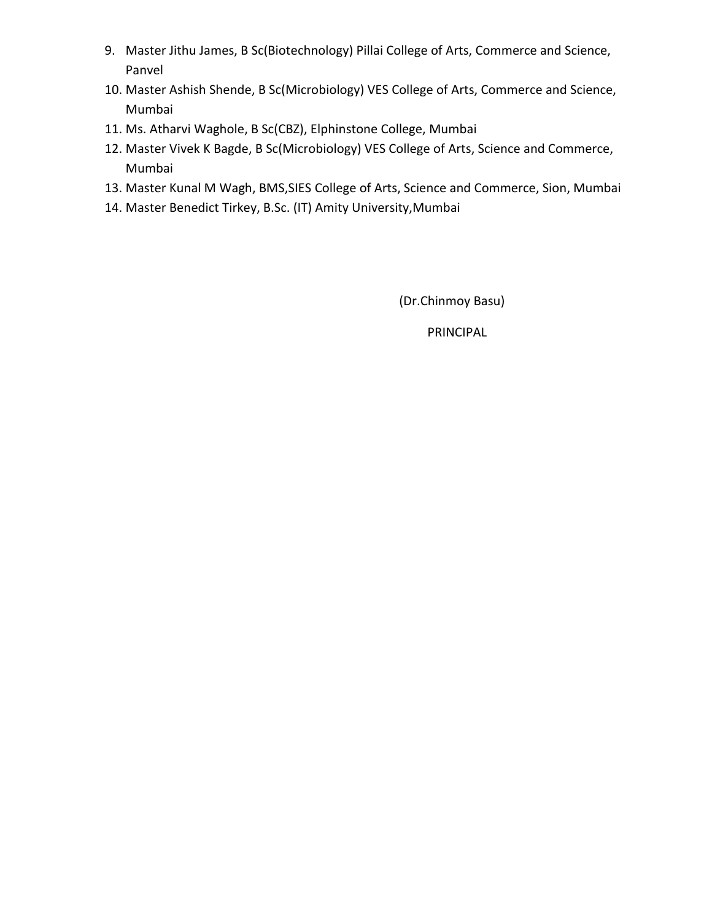9. Master Jithu James, B Sc(Biotechnology) Pillai College of Arts, Commerce and Science, Panvel
10. Master Ashish Shende, B Sc(Microbiology) VES College of Arts, Commerce and Science, Mumbai
11. Ms. Atharvi Waghole, B Sc(CBZ), Elphinstone College, Mumbai
12. Master Vivek K Bagde, B Sc(Microbiology) VES College of Arts, Science and Commerce, Mumbai
13. Master Kunal M Wagh, BMS,SIES College of Arts, Science and Commerce, Sion, Mumbai
14. Master Benedict Tirkey, B.Sc. (IT) Amity University,Mumbai

(Dr.Chinmoy Basu)

PRINCIPAL